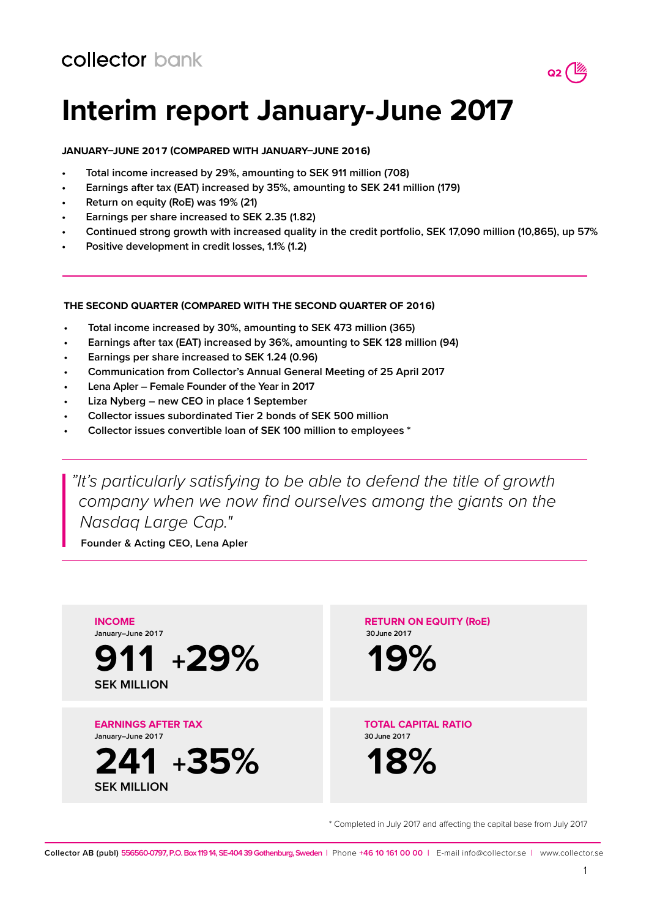collector bank

Q2

# Interim report January-June 2017

**JANUARY–JUNE 2017 (COMPARED WITH JANUARY–JUNE 2016)**

- Total income increased by 29%, amounting to SEK 911 million (708)
- Earnings after tax (EAT) increased by 35%, amounting to SEK 241 million (179)
- Return on equity (RoE) was 19% (21)
- Earnings per share increased to SEK 2.35 (1.82)
- Continued strong growth with increased quality in the credit portfolio, SEK 17,090 million (10,865), up 57%
- Positive development in credit losses, 1.1% (1.2)

**THE SECOND QUARTER (COMPARED WITH THE SECOND QUARTER OF 2016)**

- Total income increased by 30%, amounting to SEK 473 million (365)
- Earnings after tax (EAT) increased by 36%, amounting to SEK 128 million (94)
- Earnings per share increased to SEK 1.24 (0.96)
- Communication from Collector's Annual General Meeting of 25 April 2017
- Lena Apler – Female Founder of the Year in 2017
- Liza Nyberg – new CEO in place 1 September
- Collector issues subordinated Tier 2 bonds of SEK 500 million
- Collector issues convertible loan of SEK 100 million to employees *

> *"It's particularly satisfying to be able to defend the title of growth company when we now find ourselves among the giants on the Nasdaq Large Cap."*
>
> **Founder & Acting CEO, Lena Apler**

**INCOME**
January–June 2017
**911 +29%**
SEK MILLION

**RETURN ON EQUITY (RoE)**
30 June 2017
**19%**

**EARNINGS AFTER TAX**
January–June 2017
**241 +35%**
SEK MILLION

**TOTAL CAPITAL RATIO**
30 June 2017
**18%**

* Completed in July 2017 and affecting the capital base from July 2017

Collector AB (publ) 556560-0797, P.O. Box 119 14, SE-404 39 Gothenburg, Sweden | Phone +46 10 161 00 00 | E-mail info@collector.se | www.collector.se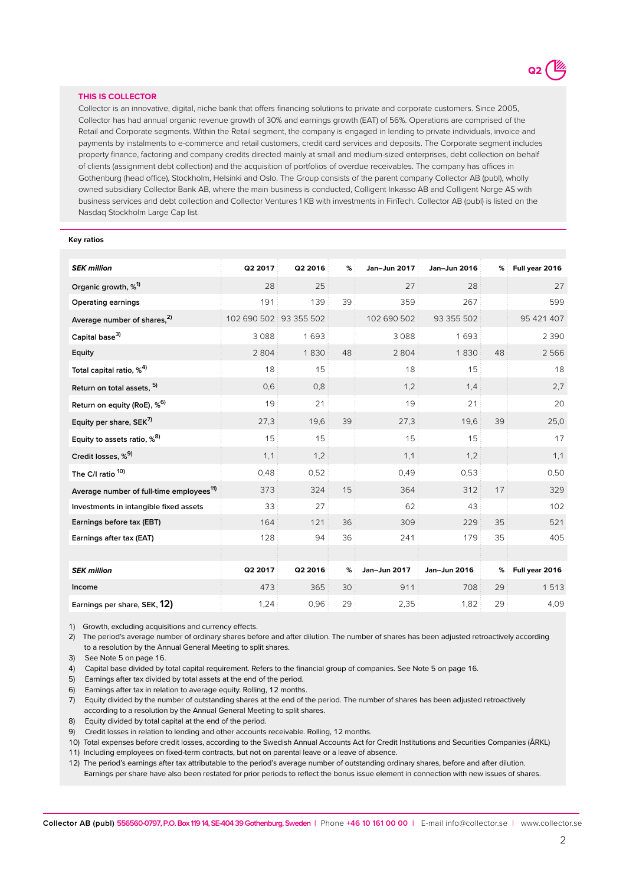### THIS IS COLLECTOR

Collector is an innovative, digital, niche bank that offers financing solutions to private and corporate customers. Since 2005, Collector has had annual organic revenue growth of 30% and earnings growth (EAT) of 56%. Operations are comprised of the Retail and Corporate segments. Within the Retail segment, the company is engaged in lending to private individuals, invoice and payments by instalments to e-commerce and retail customers, credit card services and deposits. The Corporate segment includes property finance, factoring and company credits directed mainly at small and medium-sized enterprises, debt collection on behalf of clients (assignment debt collection) and the acquisition of portfolios of overdue receivables. The company has offices in Gothenburg (head office), Stockholm, Helsinki and Oslo. The Group consists of the parent company Collector AB (publ), wholly owned subsidiary Collector Bank AB, where the main business is conducted, Colligent Inkasso AB and Colligent Norge AS with business services and debt collection and Collector Ventures 1 KB with investments in FinTech. Collector AB (publ) is listed on the Nasdaq Stockholm Large Cap list.

**Key ratios**

| *SEK million* | Q2 2017 | Q2 2016 | % | Jan–Jun 2017 | Jan–Jun 2016 | % | Full year 2016 |
|---|---|---|---|---|---|---|---|
| Organic growth, %[1] | 28 | 25 | | 27 | 28 | | 27 |
| Operating earnings | 191 | 139 | 39 | 359 | 267 | | 599 |
| Average number of shares,[2] | 102 690 502 | 93 355 502 | | 102 690 502 | 93 355 502 | | 95 421 407 |
| Capital base[3] | 3 088 | 1 693 | | 3 088 | 1 693 | | 2 390 |
| Equity | 2 804 | 1 830 | 48 | 2 804 | 1 830 | 48 | 2 566 |
| Total capital ratio, %[4] | 18 | 15 | | 18 | 15 | | 18 |
| Return on total assets, [5] | 0,6 | 0,8 | | 1,2 | 1,4 | | 2,7 |
| Return on equity (RoE), %[6] | 19 | 21 | | 19 | 21 | | 20 |
| Equity per share, SEK[7] | 27,3 | 19,6 | 39 | 27,3 | 19,6 | 39 | 25,0 |
| Equity to assets ratio, %[8] | 15 | 15 | | 15 | 15 | | 17 |
| Credit losses, %[9] | 1,1 | 1,2 | | 1,1 | 1,2 | | 1,1 |
| The C/I ratio [10] | 0,48 | 0,52 | | 0,49 | 0,53 | | 0,50 |
| Average number of full-time employees[11] | 373 | 324 | 15 | 364 | 312 | 17 | 329 |
| Investments in intangible fixed assets | 33 | 27 | | 62 | 43 | | 102 |
| Earnings before tax (EBT) | 164 | 121 | 36 | 309 | 229 | 35 | 521 |
| Earnings after tax (EAT) | 128 | 94 | 36 | 241 | 179 | 35 | 405 |
| | | | | | | | |
| *SEK million* | Q2 2017 | Q2 2016 | % | Jan–Jun 2017 | Jan–Jun 2016 | % | Full year 2016 |
| Income | 473 | 365 | 30 | 911 | 708 | 29 | 1 513 |
| Earnings per share, SEK, 12) | 1,24 | 0,96 | 29 | 2,35 | 1,82 | 29 | 4,09 |

1) Growth, excluding acquisitions and currency effects.
2) The period's average number of ordinary shares before and after dilution. The number of shares has been adjusted retroactively according to a resolution by the Annual General Meeting to split shares.
3) See Note 5 on page 16.
4) Capital base divided by total capital requirement. Refers to the financial group of companies. See Note 5 on page 16.
5) Earnings after tax divided by total assets at the end of the period.
6) Earnings after tax in relation to average equity. Rolling, 12 months.
7) Equity divided by the number of outstanding shares at the end of the period. The number of shares has been adjusted retroactively according to a resolution by the Annual General Meeting to split shares.
8) Equity divided by total capital at the end of the period.
9) Credit losses in relation to lending and other accounts receivable. Rolling, 12 months.
10) Total expenses before credit losses, according to the Swedish Annual Accounts Act for Credit Institutions and Securities Companies (ÅRKL)
11) Including employees on fixed-term contracts, but not on parental leave or a leave of absence.
12) The period's earnings after tax attributable to the period's average number of outstanding ordinary shares, before and after dilution. Earnings per share have also been restated for prior periods to reflect the bonus issue element in connection with new issues of shares.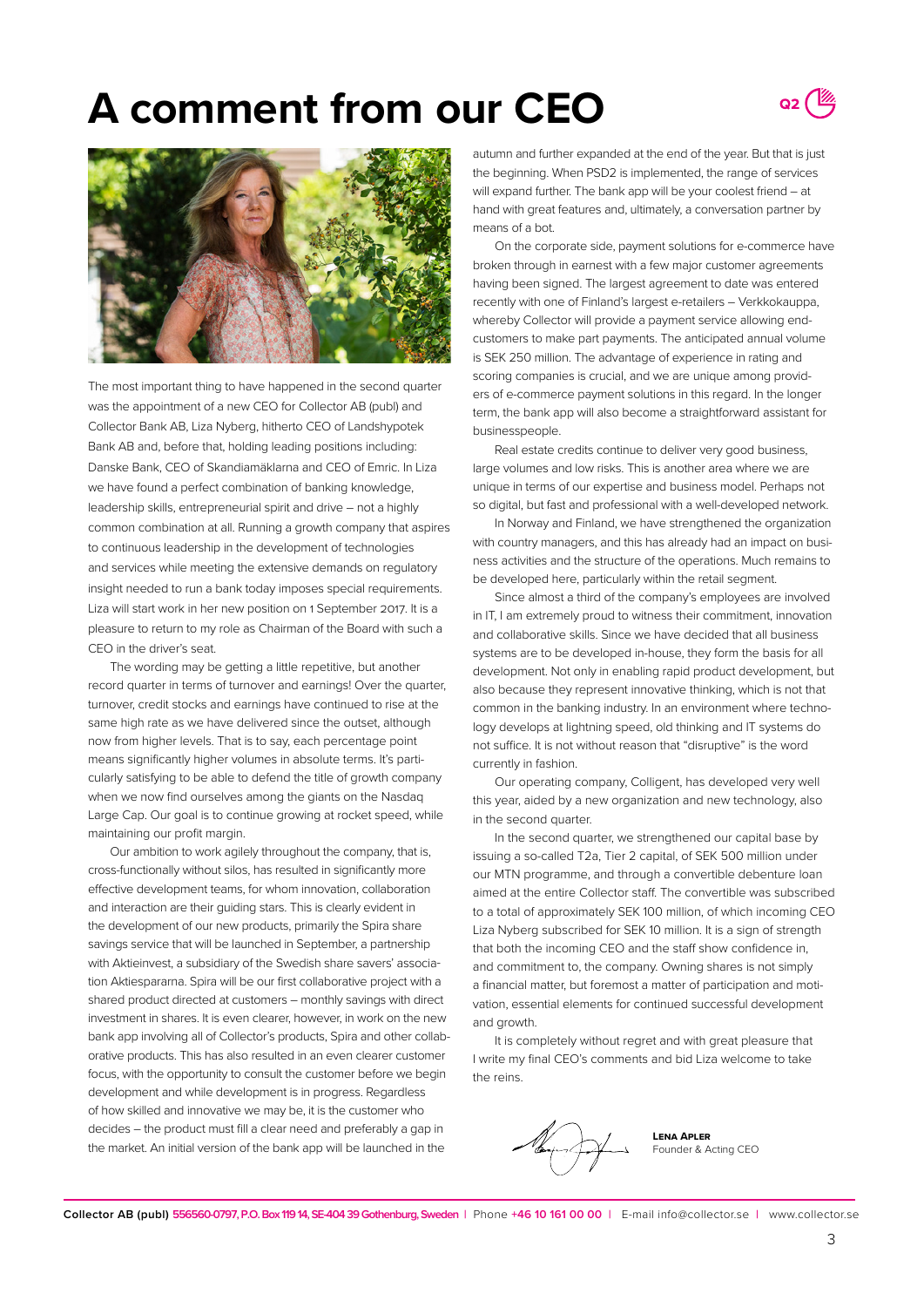# A comment from our CEO

The most important thing to have happened in the second quarter was the appointment of a new CEO for Collector AB (publ) and Collector Bank AB, Liza Nyberg, hitherto CEO of Landshypotek Bank AB and, before that, holding leading positions including: Danske Bank, CEO of Skandiamäklarna and CEO of Emric. In Liza we have found a perfect combination of banking knowledge, leadership skills, entrepreneurial spirit and drive – not a highly common combination at all. Running a growth company that aspires to continuous leadership in the development of technologies and services while meeting the extensive demands on regulatory insight needed to run a bank today imposes special requirements. Liza will start work in her new position on 1 September 2017. It is a pleasure to return to my role as Chairman of the Board with such a CEO in the driver's seat.

The wording may be getting a little repetitive, but another record quarter in terms of turnover and earnings! Over the quarter, turnover, credit stocks and earnings have continued to rise at the same high rate as we have delivered since the outset, although now from higher levels. That is to say, each percentage point means significantly higher volumes in absolute terms. It's particularly satisfying to be able to defend the title of growth company when we now find ourselves among the giants on the Nasdaq Large Cap. Our goal is to continue growing at rocket speed, while maintaining our profit margin.

Our ambition to work agilely throughout the company, that is, cross-functionally without silos, has resulted in significantly more effective development teams, for whom innovation, collaboration and interaction are their guiding stars. This is clearly evident in the development of our new products, primarily the Spira share savings service that will be launched in September, a partnership with Aktieinvest, a subsidiary of the Swedish share savers' association Aktiespararna. Spira will be our first collaborative project with a shared product directed at customers – monthly savings with direct investment in shares. It is even clearer, however, in work on the new bank app involving all of Collector's products, Spira and other collaborative products. This has also resulted in an even clearer customer focus, with the opportunity to consult the customer before we begin development and while development is in progress. Regardless of how skilled and innovative we may be, it is the customer who decides – the product must fill a clear need and preferably a gap in the market. An initial version of the bank app will be launched in the autumn and further expanded at the end of the year. But that is just the beginning. When PSD2 is implemented, the range of services will expand further. The bank app will be your coolest friend – at hand with great features and, ultimately, a conversation partner by means of a bot.

On the corporate side, payment solutions for e-commerce have broken through in earnest with a few major customer agreements having been signed. The largest agreement to date was entered recently with one of Finland's largest e-retailers – Verkkokauppa, whereby Collector will provide a payment service allowing end-customers to make part payments. The anticipated annual volume is SEK 250 million. The advantage of experience in rating and scoring companies is crucial, and we are unique among providers of e-commerce payment solutions in this regard. In the longer term, the bank app will also become a straightforward assistant for businesspeople.

Real estate credits continue to deliver very good business, large volumes and low risks. This is another area where we are unique in terms of our expertise and business model. Perhaps not so digital, but fast and professional with a well-developed network.

In Norway and Finland, we have strengthened the organization with country managers, and this has already had an impact on business activities and the structure of the operations. Much remains to be developed here, particularly within the retail segment.

Since almost a third of the company's employees are involved in IT, I am extremely proud to witness their commitment, innovation and collaborative skills. Since we have decided that all business systems are to be developed in-house, they form the basis for all development. Not only in enabling rapid product development, but also because they represent innovative thinking, which is not that common in the banking industry. In an environment where technology develops at lightning speed, old thinking and IT systems do not suffice. It is not without reason that "disruptive" is the word currently in fashion.

Our operating company, Colligent, has developed very well this year, aided by a new organization and new technology, also in the second quarter.

In the second quarter, we strengthened our capital base by issuing a so-called T2a, Tier 2 capital, of SEK 500 million under our MTN programme, and through a convertible debenture loan aimed at the entire Collector staff. The convertible was subscribed to a total of approximately SEK 100 million, of which incoming CEO Liza Nyberg subscribed for SEK 10 million. It is a sign of strength that both the incoming CEO and the staff show confidence in, and commitment to, the company. Owning shares is not simply a financial matter, but foremost a matter of participation and motivation, essential elements for continued successful development and growth.

It is completely without regret and with great pleasure that I write my final CEO's comments and bid Liza welcome to take the reins.

**Lena Apler**
Founder & Acting CEO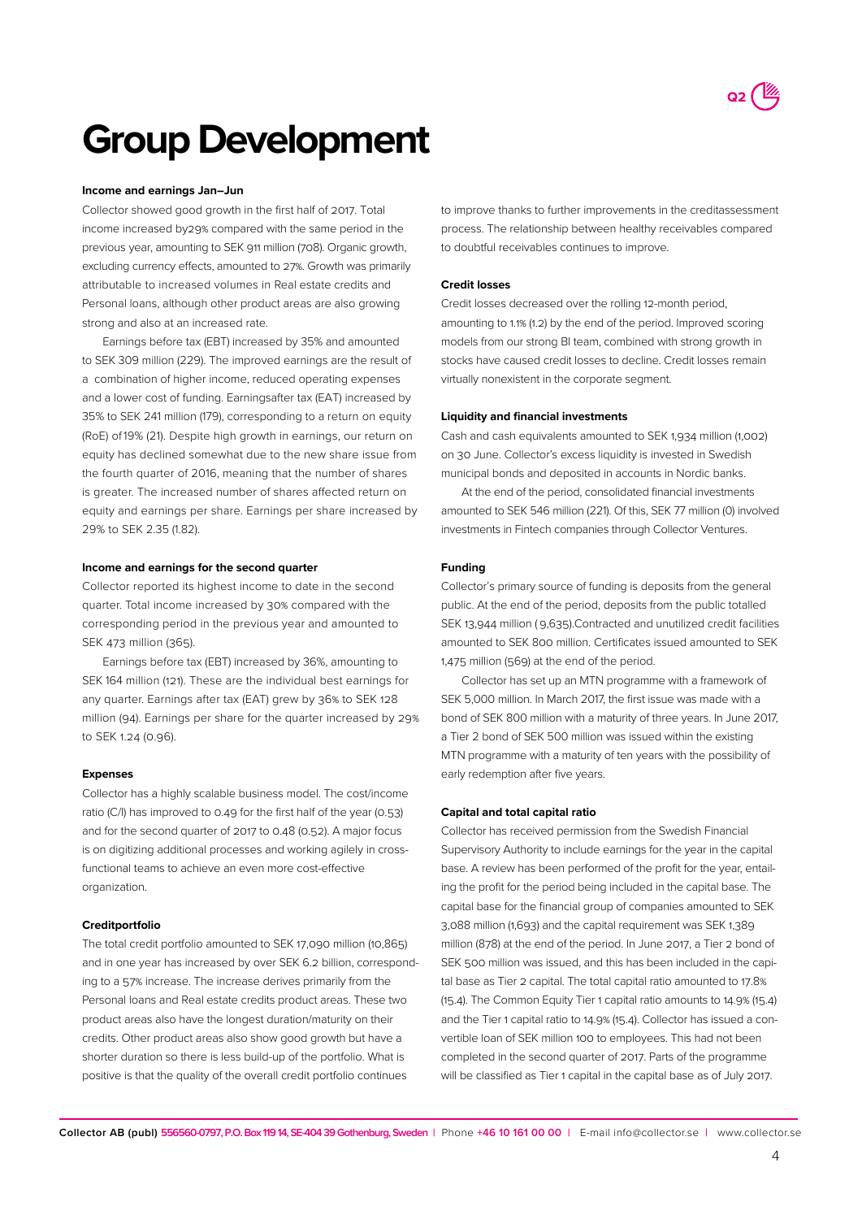# Group Development

#### Income and earnings Jan–Jun

Collector showed good growth in the first half of 2017. Total income increased by29% compared with the same period in the previous year, amounting to SEK 911 million (708). Organic growth, excluding currency effects, amounted to 27%. Growth was primarily attributable to increased volumes in Real estate credits and Personal loans, although other product areas are also growing strong and also at an increased rate.

Earnings before tax (EBT) increased by 35% and amounted to SEK 309 million (229). The improved earnings are the result of a combination of higher income, reduced operating expenses and a lower cost of funding. Earningsafter tax (EAT) increased by 35% to SEK 241 million (179), corresponding to a return on equity (RoE) of19% (21). Despite high growth in earnings, our return on equity has declined somewhat due to the new share issue from the fourth quarter of 2016, meaning that the number of shares is greater. The increased number of shares affected return on equity and earnings per share. Earnings per share increased by 29% to SEK 2.35 (1.82).

#### Income and earnings for the second quarter

Collector reported its highest income to date in the second quarter. Total income increased by 30% compared with the corresponding period in the previous year and amounted to SEK 473 million (365).

Earnings before tax (EBT) increased by 36%, amounting to SEK 164 million (121). These are the individual best earnings for any quarter. Earnings after tax (EAT) grew by 36% to SEK 128 million (94). Earnings per share for the quarter increased by 29% to SEK 1.24 (0.96).

#### Expenses

Collector has a highly scalable business model. The cost/income ratio (C/I) has improved to 0.49 for the first half of the year (0.53) and for the second quarter of 2017 to 0.48 (0.52). A major focus is on digitizing additional processes and working agilely in cross-functional teams to achieve an even more cost-effective organization.

#### Creditportfolio

The total credit portfolio amounted to SEK 17,090 million (10,865) and in one year has increased by over SEK 6.2 billion, corresponding to a 57% increase. The increase derives primarily from the Personal loans and Real estate credits product areas. These two product areas also have the longest duration/maturity on their credits. Other product areas also show good growth but have a shorter duration so there is less build-up of the portfolio. What is positive is that the quality of the overall credit portfolio continues to improve thanks to further improvements in the creditassessment process. The relationship between healthy receivables compared to doubtful receivables continues to improve.

#### Credit losses

Credit losses decreased over the rolling 12-month period, amounting to 1.1% (1.2) by the end of the period. Improved scoring models from our strong BI team, combined with strong growth in stocks have caused credit losses to decline. Credit losses remain virtually nonexistent in the corporate segment.

#### Liquidity and financial investments

Cash and cash equivalents amounted to SEK 1,934 million (1,002) on 30 June. Collector's excess liquidity is invested in Swedish municipal bonds and deposited in accounts in Nordic banks.

At the end of the period, consolidated financial investments amounted to SEK 546 million (221). Of this, SEK 77 million (0) involved investments in Fintech companies through Collector Ventures.

#### Funding

Collector's primary source of funding is deposits from the general public. At the end of the period, deposits from the public totalled SEK 13,944 million ( 9,635).Contracted and unutilized credit facilities amounted to SEK 800 million. Certificates issued amounted to SEK 1,475 million (569) at the end of the period.

Collector has set up an MTN programme with a framework of SEK 5,000 million. In March 2017, the first issue was made with a bond of SEK 800 million with a maturity of three years. In June 2017, a Tier 2 bond of SEK 500 million was issued within the existing MTN programme with a maturity of ten years with the possibility of early redemption after five years.

#### Capital and total capital ratio

Collector has received permission from the Swedish Financial Supervisory Authority to include earnings for the year in the capital base. A review has been performed of the profit for the year, entailing the profit for the period being included in the capital base. The capital base for the financial group of companies amounted to SEK 3,088 million (1,693) and the capital requirement was SEK 1,389 million (878) at the end of the period. In June 2017, a Tier 2 bond of SEK 500 million was issued, and this has been included in the capital base as Tier 2 capital. The total capital ratio amounted to 17.8% (15.4). The Common Equity Tier 1 capital ratio amounts to 14.9% (15.4) and the Tier 1 capital ratio to 14.9% (15.4). Collector has issued a convertible loan of SEK million 100 to employees. This had not been completed in the second quarter of 2017. Parts of the programme will be classified as Tier 1 capital in the capital base as of July 2017.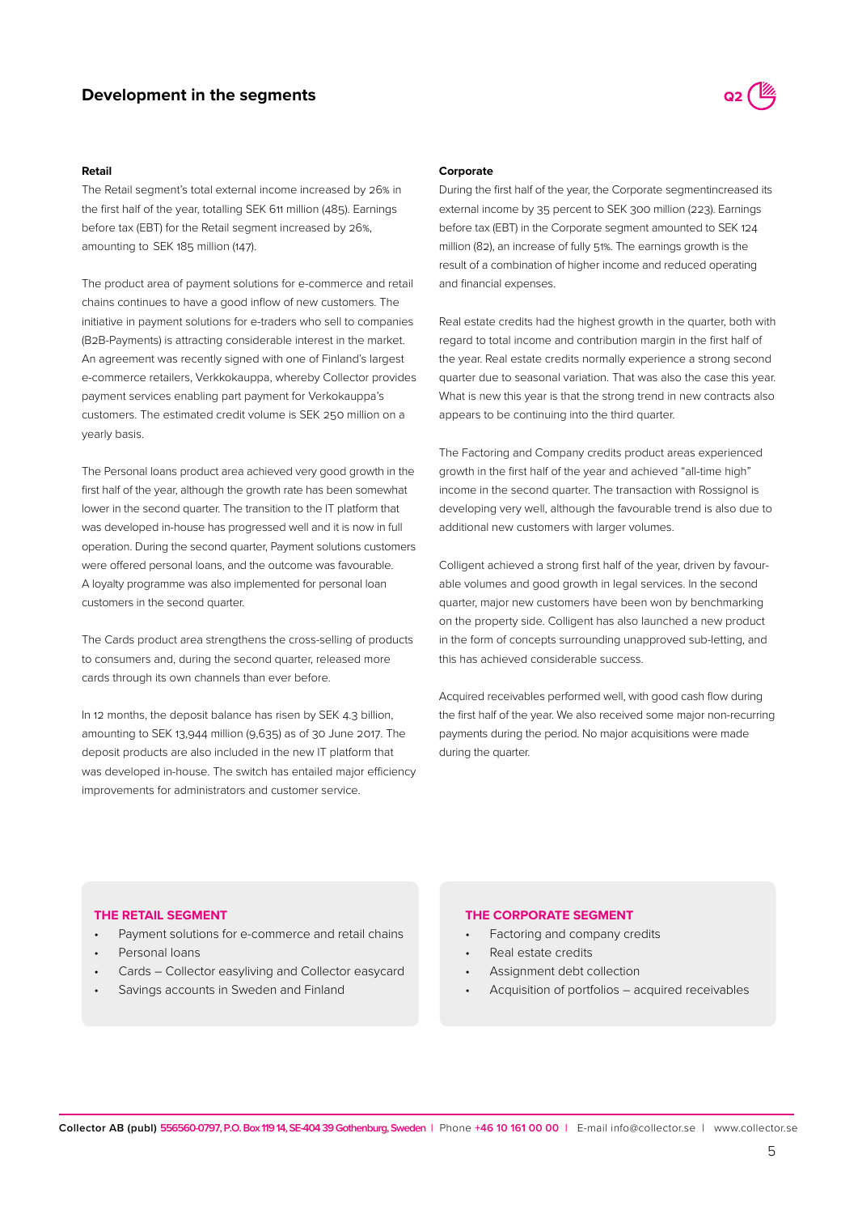## Development in the segments

### Retail

The Retail segment's total external income increased by 26% in the first half of the year, totalling SEK 611 million (485). Earnings before tax (EBT) for the Retail segment increased by 26%, amounting to SEK 185 million (147).

The product area of payment solutions for e-commerce and retail chains continues to have a good inflow of new customers. The initiative in payment solutions for e-traders who sell to companies (B2B-Payments) is attracting considerable interest in the market. An agreement was recently signed with one of Finland's largest e-commerce retailers, Verkkokauppa, whereby Collector provides payment services enabling part payment for Verkokauppa's customers. The estimated credit volume is SEK 250 million on a yearly basis.

The Personal loans product area achieved very good growth in the first half of the year, although the growth rate has been somewhat lower in the second quarter. The transition to the IT platform that was developed in-house has progressed well and it is now in full operation. During the second quarter, Payment solutions customers were offered personal loans, and the outcome was favourable. A loyalty programme was also implemented for personal loan customers in the second quarter.

The Cards product area strengthens the cross-selling of products to consumers and, during the second quarter, released more cards through its own channels than ever before.

In 12 months, the deposit balance has risen by SEK 4.3 billion, amounting to SEK 13,944 million (9,635) as of 30 June 2017. The deposit products are also included in the new IT platform that was developed in-house. The switch has entailed major efficiency improvements for administrators and customer service.

### Corporate

During the first half of the year, the Corporate segmentincreased its external income by 35 percent to SEK 300 million (223). Earnings before tax (EBT) in the Corporate segment amounted to SEK 124 million (82), an increase of fully 51%. The earnings growth is the result of a combination of higher income and reduced operating and financial expenses.

Real estate credits had the highest growth in the quarter, both with regard to total income and contribution margin in the first half of the year. Real estate credits normally experience a strong second quarter due to seasonal variation. That was also the case this year. What is new this year is that the strong trend in new contracts also appears to be continuing into the third quarter.

The Factoring and Company credits product areas experienced growth in the first half of the year and achieved "all-time high" income in the second quarter. The transaction with Rossignol is developing very well, although the favourable trend is also due to additional new customers with larger volumes.

Colligent achieved a strong first half of the year, driven by favourable volumes and good growth in legal services. In the second quarter, major new customers have been won by benchmarking on the property side. Colligent has also launched a new product in the form of concepts surrounding unapproved sub-letting, and this has achieved considerable success.

Acquired receivables performed well, with good cash flow during the first half of the year. We also received some major non-recurring payments during the period. No major acquisitions were made during the quarter.

**THE RETAIL SEGMENT**

- Payment solutions for e-commerce and retail chains
- Personal loans
- Cards – Collector easyliving and Collector easycard
- Savings accounts in Sweden and Finland

**THE CORPORATE SEGMENT**

- Factoring and company credits
- Real estate credits
- Assignment debt collection
- Acquisition of portfolios – acquired receivables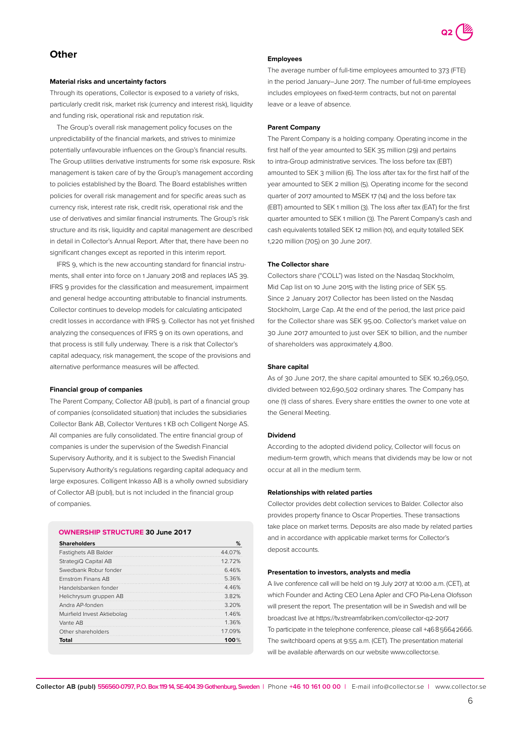# Other

### Material risks and uncertainty factors

Through its operations, Collector is exposed to a variety of risks, particularly credit risk, market risk (currency and interest risk), liquidity and funding risk, operational risk and reputation risk.

The Group's overall risk management policy focuses on the unpredictability of the financial markets, and strives to minimize potentially unfavourable influences on the Group's financial results. The Group utilities derivative instruments for some risk exposure. Risk management is taken care of by the Group's management according to policies established by the Board. The Board establishes written policies for overall risk management and for specific areas such as currency risk, interest rate risk, credit risk, operational risk and the use of derivatives and similar financial instruments. The Group's risk structure and its risk, liquidity and capital management are described in detail in Collector's Annual Report. After that, there have been no significant changes except as reported in this interim report.

IFRS 9, which is the new accounting standard for financial instruments, shall enter into force on 1 January 2018 and replaces IAS 39. IFRS 9 provides for the classification and measurement, impairment and general hedge accounting attributable to financial instruments. Collector continues to develop models for calculating anticipated credit losses in accordance with IFRS 9. Collector has not yet finished analyzing the consequences of IFRS 9 on its own operations, and that process is still fully underway. There is a risk that Collector's capital adequacy, risk management, the scope of the provisions and alternative performance measures will be affected.

### Financial group of companies

The Parent Company, Collector AB (publ), is part of a financial group of companies (consolidated situation) that includes the subsidiaries Collector Bank AB, Collector Ventures 1 KB och Colligent Norge AS. All companies are fully consolidated. The entire financial group of companies is under the supervision of the Swedish Financial Supervisory Authority, and it is subject to the Swedish Financial Supervisory Authority's regulations regarding capital adequacy and large exposures. Colligent Inkasso AB is a wholly owned subsidiary of Collector AB (publ), but is not included in the financial group of companies.

**OWNERSHIP STRUCTURE 30 June 2017**

| Shareholders | % |
|---|---|
| Fastighets AB Balder | 44.07% |
| StrategiQ Capital AB | 12.72% |
| Swedbank Robur fonder | 6.46% |
| Ernström Finans AB | 5.36% |
| Handelsbanken fonder | 4.46% |
| Helichrysum gruppen AB | 3.82% |
| Andra AP-fonden | 3.20% |
| Muirfield Invest Aktiebolag | 1.46% |
| Vante AB | 1.36% |
| Other shareholders | 17.09% |
| **Total** | **100%** |

### Employees

The average number of full-time employees amounted to 373 (FTE) in the period January–June 2017. The number of full-time employees includes employees on fixed-term contracts, but not on parental leave or a leave of absence.

### Parent Company

The Parent Company is a holding company. Operating income in the first half of the year amounted to SEK 35 million (29) and pertains to intra-Group administrative services. The loss before tax (EBT) amounted to SEK 3 million (6). The loss after tax for the first half of the year amounted to SEK 2 million (5). Operating income for the second quarter of 2017 amounted to MSEK 17 (14) and the loss before tax (EBT) amounted to SEK 1 million (3). The loss after tax (EAT) for the first quarter amounted to SEK 1 million (3). The Parent Company's cash and cash equivalents totalled SEK 12 million (10), and equity totalled SEK 1,220 million (705) on 30 June 2017.

### The Collector share

Collectors share ("COLL") was listed on the Nasdaq Stockholm, Mid Cap list on 10 June 2015 with the listing price of SEK 55. Since 2 January 2017 Collector has been listed on the Nasdaq Stockholm, Large Cap. At the end of the period, the last price paid for the Collector share was SEK 95.00. Collector's market value on 30 June 2017 amounted to just over SEK 10 billion, and the number of shareholders was approximately 4,800.

### Share capital

As of 30 June 2017, the share capital amounted to SEK 10,269,050, divided between 102,690,502 ordinary shares. The Company has one (1) class of shares. Every share entitles the owner to one vote at the General Meeting.

### Dividend

According to the adopted dividend policy, Collector will focus on medium-term growth, which means that dividends may be low or not occur at all in the medium term.

### Relationships with related parties

Collector provides debt collection services to Balder. Collector also provides property finance to Oscar Properties. These transactions take place on market terms. Deposits are also made by related parties and in accordance with applicable market terms for Collector's deposit accounts.

### Presentation to investors, analysts and media

A live conference call will be held on 19 July 2017 at 10:00 a.m. (CET), at which Founder and Acting CEO Lena Apler and CFO Pia-Lena Olofsson will present the report. The presentation will be in Swedish and will be broadcast live at https://tv.streamfabriken.com/collector-q2-2017
To participate in the telephone conference, please call +46856642666. The switchboard opens at 9:55 a.m. (CET). The presentation material will be available afterwards on our website www.collector.se.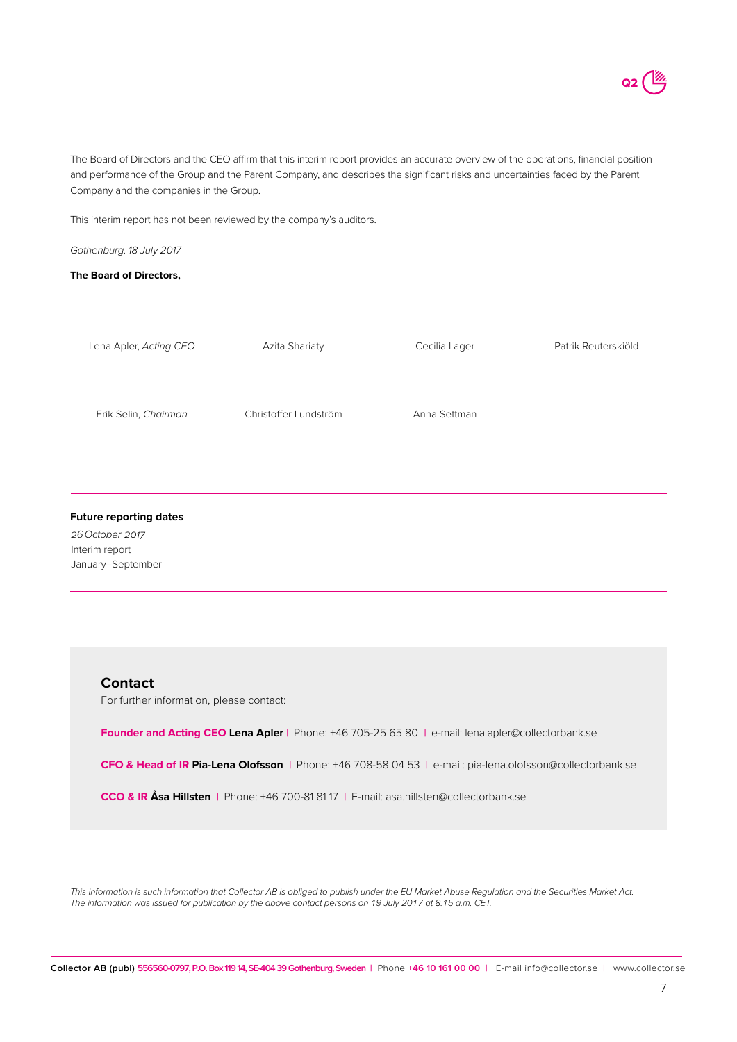The Board of Directors and the CEO affirm that this interim report provides an accurate overview of the operations, financial position and performance of the Group and the Parent Company, and describes the significant risks and uncertainties faced by the Parent Company and the companies in the Group.

This interim report has not been reviewed by the company's auditors.

*Gothenburg, 18 July 2017*

**The Board of Directors,**

Lena Apler, *Acting CEO*

Azita Shariaty

Cecilia Lager

Patrik Reuterskiöld

Erik Selin, *Chairman*

Christoffer Lundström

Anna Settman

---

**Future reporting dates**

*26 October 2017*
Interim report
January–September

---

## Contact

For further information, please contact:

**Founder and Acting CEO Lena Apler** | Phone: +46 705-25 65 80 | e-mail: lena.apler@collectorbank.se

**CFO & Head of IR Pia-Lena Olofsson** | Phone: +46 708-58 04 53 | e-mail: pia-lena.olofsson@collectorbank.se

**CCO & IR Åsa Hillsten** | Phone: +46 700-81 81 17 | E-mail: asa.hillsten@collectorbank.se

*This information is such information that Collector AB is obliged to publish under the EU Market Abuse Regulation and the Securities Market Act. The information was issued for publication by the above contact persons on 19 July 2017 at 8.15 a.m. CET.*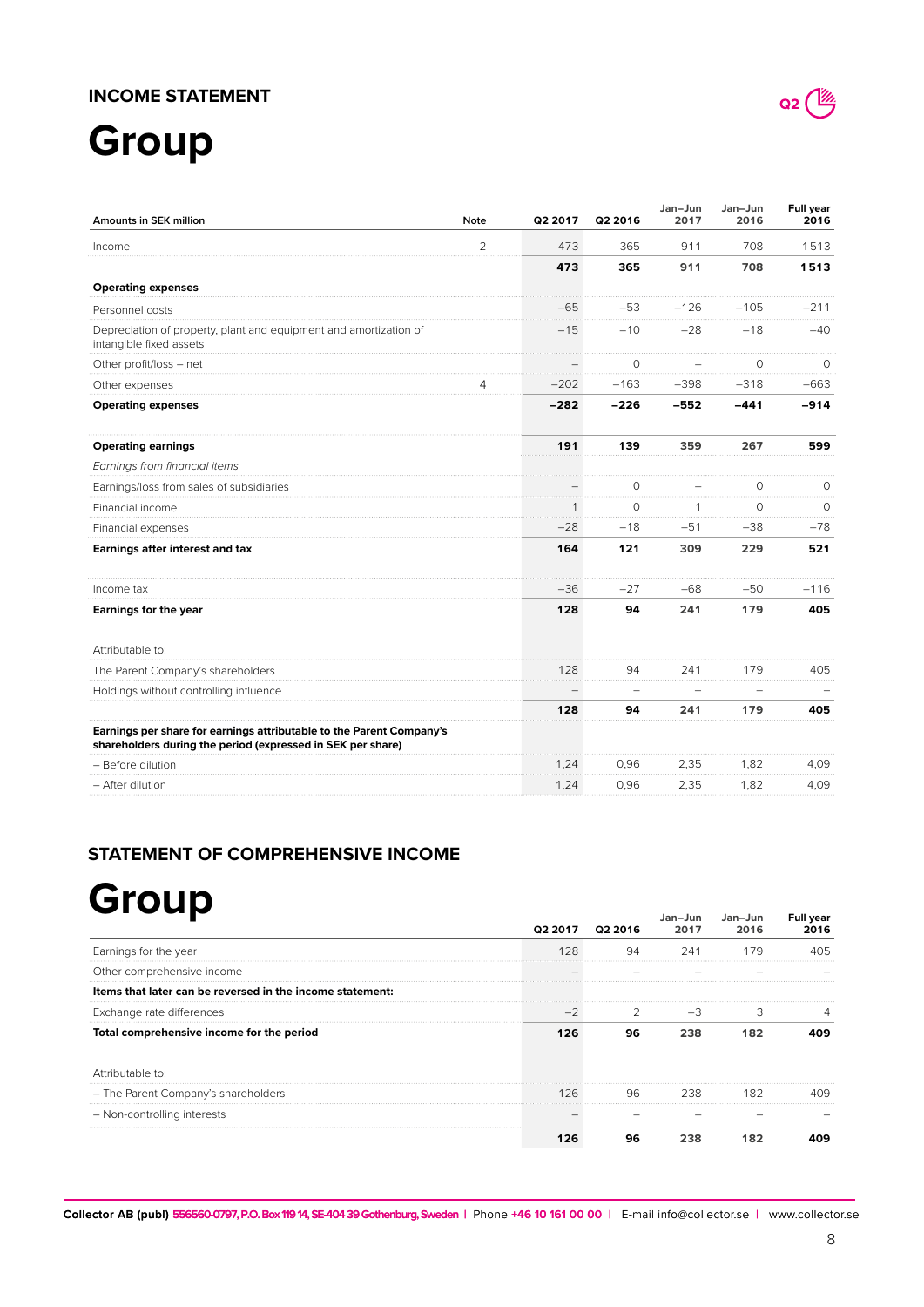## INCOME STATEMENT

# Group

| Amounts in SEK million | Note | Q2 2017 | Q2 2016 | Jan–Jun 2017 | Jan–Jun 2016 | Full year 2016 |
|---|---|---|---|---|---|---|
| Income | 2 | 473 | 365 | 911 | 708 | 1 513 |
| | | **473** | **365** | **911** | **708** | **1 513** |
| **Operating expenses** | | | | | | |
| Personnel costs | | –65 | –53 | –126 | –105 | –211 |
| Depreciation of property, plant and equipment and amortization of intangible fixed assets | | –15 | –10 | –28 | –18 | –40 |
| Other profit/loss – net | | – | 0 | – | 0 | 0 |
| Other expenses | 4 | –202 | –163 | –398 | –318 | –663 |
| **Operating expenses** | | **–282** | **–226** | **–552** | **–441** | **–914** |
| | | | | | | |
| **Operating earnings** | | **191** | **139** | **359** | **267** | **599** |
| *Earnings from financial items* | | | | | | |
| Earnings/loss from sales of subsidiaries | | – | 0 | – | 0 | 0 |
| Financial income | | 1 | 0 | 1 | 0 | 0 |
| Financial expenses | | –28 | –18 | –51 | –38 | –78 |
| **Earnings after interest and tax** | | **164** | **121** | **309** | **229** | **521** |
| | | | | | | |
| Income tax | | –36 | –27 | –68 | –50 | –116 |
| **Earnings for the year** | | **128** | **94** | **241** | **179** | **405** |
| | | | | | | |
| Attributable to: | | | | | | |
| The Parent Company's shareholders | | 128 | 94 | 241 | 179 | 405 |
| Holdings without controlling influence | | – | – | – | – | – |
| | | **128** | **94** | **241** | **179** | **405** |
| **Earnings per share for earnings attributable to the Parent Company's shareholders during the period (expressed in SEK per share)** | | | | | | |
| – Before dilution | | 1,24 | 0,96 | 2,35 | 1,82 | 4,09 |
| – After dilution | | 1,24 | 0,96 | 2,35 | 1,82 | 4,09 |

## STATEMENT OF COMPREHENSIVE INCOME

# Group

| | Q2 2017 | Q2 2016 | Jan–Jun 2017 | Jan–Jun 2016 | Full year 2016 |
|---|---|---|---|---|---|
| Earnings for the year | 128 | 94 | 241 | 179 | 405 |
| Other comprehensive income | – | – | – | – | – |
| **Items that later can be reversed in the income statement:** | | | | | |
| Exchange rate differences | –2 | 2 | –3 | 3 | 4 |
| **Total comprehensive income for the period** | **126** | **96** | **238** | **182** | **409** |
| | | | | | |
| Attributable to: | | | | | |
| – The Parent Company's shareholders | 126 | 96 | 238 | 182 | 409 |
| – Non-controlling interests | – | – | – | – | – |
| | **126** | **96** | **238** | **182** | **409** |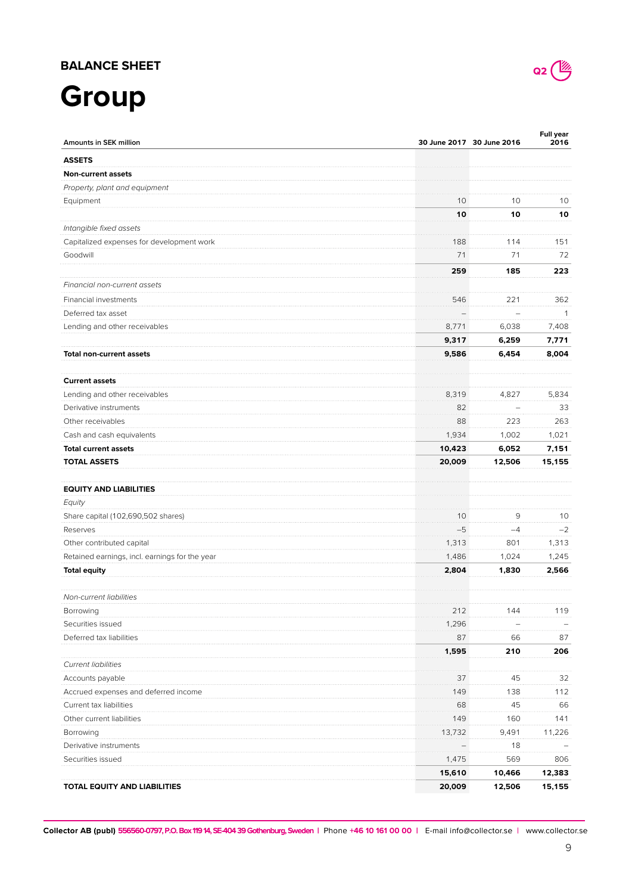## BALANCE SHEET

# Group

| Amounts in SEK million | 30 June 2017 | 30 June 2016 | Full year 2016 |
|---|---|---|---|
| **ASSETS** | | | |
| **Non-current assets** | | | |
| *Property, plant and equipment* | | | |
| Equipment | 10 | 10 | 10 |
| | **10** | **10** | **10** |
| *Intangible fixed assets* | | | |
| Capitalized expenses for development work | 188 | 114 | 151 |
| Goodwill | 71 | 71 | 72 |
| | **259** | **185** | **223** |
| *Financial non-current assets* | | | |
| Financial investments | 546 | 221 | 362 |
| Deferred tax asset | – | – | 1 |
| Lending and other receivables | 8,771 | 6,038 | 7,408 |
| | **9,317** | **6,259** | **7,771** |
| **Total non-current assets** | **9,586** | **6,454** | **8,004** |
| | | | |
| **Current assets** | | | |
| Lending and other receivables | 8,319 | 4,827 | 5,834 |
| Derivative instruments | 82 | – | 33 |
| Other receivables | 88 | 223 | 263 |
| Cash and cash equivalents | 1,934 | 1,002 | 1,021 |
| **Total current assets** | **10,423** | **6,052** | **7,151** |
| **TOTAL ASSETS** | **20,009** | **12,506** | **15,155** |
| | | | |
| **EQUITY AND LIABILITIES** | | | |
| *Equity* | | | |
| Share capital (102,690,502 shares) | 10 | 9 | 10 |
| Reserves | –5 | –4 | –2 |
| Other contributed capital | 1,313 | 801 | 1,313 |
| Retained earnings, incl. earnings for the year | 1,486 | 1,024 | 1,245 |
| **Total equity** | **2,804** | **1,830** | **2,566** |
| | | | |
| *Non-current liabilities* | | | |
| Borrowing | 212 | 144 | 119 |
| Securities issued | 1,296 | – | – |
| Deferred tax liabilities | 87 | 66 | 87 |
| | **1,595** | **210** | **206** |
| *Current liabilities* | | | |
| Accounts payable | 37 | 45 | 32 |
| Accrued expenses and deferred income | 149 | 138 | 112 |
| Current tax liabilities | 68 | 45 | 66 |
| Other current liabilities | 149 | 160 | 141 |
| Borrowing | 13,732 | 9,491 | 11,226 |
| Derivative instruments | – | 18 | – |
| Securities issued | 1,475 | 569 | 806 |
| | **15,610** | **10,466** | **12,383** |
| **TOTAL EQUITY AND LIABILITIES** | **20,009** | **12,506** | **15,155** |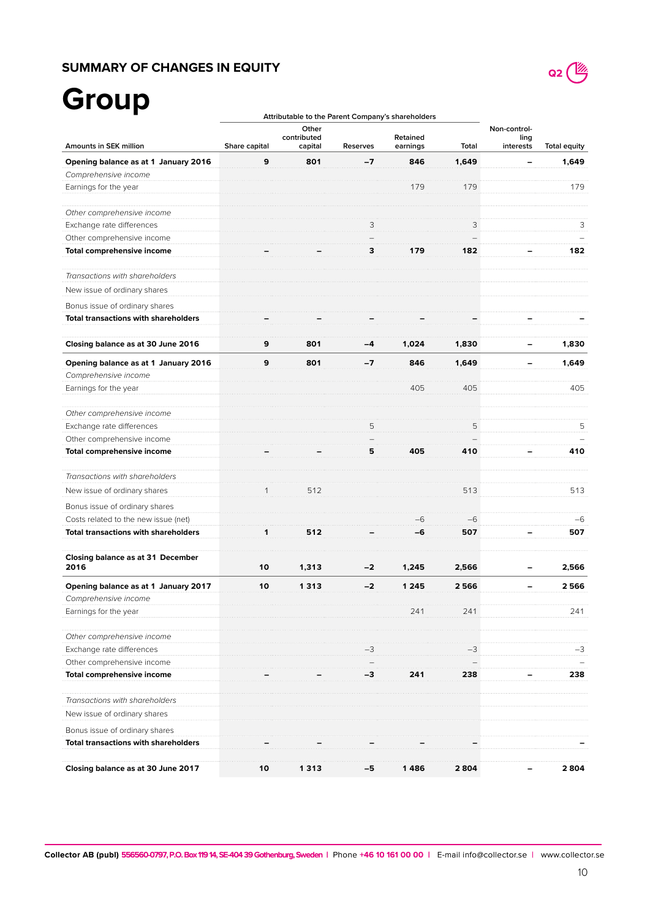## SUMMARY OF CHANGES IN EQUITY

# Group

| Amounts in SEK million | Share capital | Other contributed capital | Reserves | Retained earnings | Total | Non-controlling interests | Total equity |
|---|---|---|---|---|---|---|---|
| | Attributable to the Parent Company's shareholders | | | | | | |
| **Opening balance as at 1 January 2016** | **9** | **801** | **−7** | **846** | **1,649** | **–** | **1,649** |
| *Comprehensive income* | | | | | | | |
| Earnings for the year | | | | 179 | 179 | | 179 |
| *Other comprehensive income* | | | | | | | |
| Exchange rate differences | | | 3 | | 3 | | 3 |
| Other comprehensive income | | | – | | – | | – |
| **Total comprehensive income** | **–** | **–** | **3** | **179** | **182** | **–** | **182** |
| *Transactions with shareholders* | | | | | | | |
| New issue of ordinary shares | | | | | | | |
| Bonus issue of ordinary shares | | | | | | | |
| **Total transactions with shareholders** | **–** | **–** | **–** | **–** | **–** | **–** | **–** |
| **Closing balance as at 30 June 2016** | **9** | **801** | **−4** | **1,024** | **1,830** | **–** | **1,830** |
| **Opening balance as at 1 January 2016** | **9** | **801** | **−7** | **846** | **1,649** | **–** | **1,649** |
| *Comprehensive income* | | | | | | | |
| Earnings for the year | | | | 405 | 405 | | 405 |
| *Other comprehensive income* | | | | | | | |
| Exchange rate differences | | | 5 | | 5 | | 5 |
| Other comprehensive income | | | – | | – | | – |
| **Total comprehensive income** | **–** | **–** | **5** | **405** | **410** | **–** | **410** |
| *Transactions with shareholders* | | | | | | | |
| New issue of ordinary shares | 1 | 512 | | | 513 | | 513 |
| Bonus issue of ordinary shares | | | | | | | |
| Costs related to the new issue (net) | | | | −6 | −6 | | −6 |
| **Total transactions with shareholders** | **1** | **512** | **–** | **−6** | **507** | **–** | **507** |
| **Closing balance as at 31 December 2016** | **10** | **1,313** | **−2** | **1,245** | **2,566** | **–** | **2,566** |
| **Opening balance as at 1 January 2017** | **10** | **1 313** | **−2** | **1 245** | **2 566** | **–** | **2 566** |
| *Comprehensive income* | | | | | | | |
| Earnings for the year | | | | 241 | 241 | | 241 |
| *Other comprehensive income* | | | | | | | |
| Exchange rate differences | | | −3 | | −3 | | −3 |
| Other comprehensive income | | | – | | – | | – |
| **Total comprehensive income** | **–** | **–** | **−3** | **241** | **238** | **–** | **238** |
| *Transactions with shareholders* | | | | | | | |
| New issue of ordinary shares | | | | | | | |
| Bonus issue of ordinary shares | | | | | | | |
| **Total transactions with shareholders** | **–** | **–** | **–** | **–** | **–** | | **–** |
| **Closing balance as at 30 June 2017** | **10** | **1 313** | **−5** | **1 486** | **2 804** | **–** | **2 804** |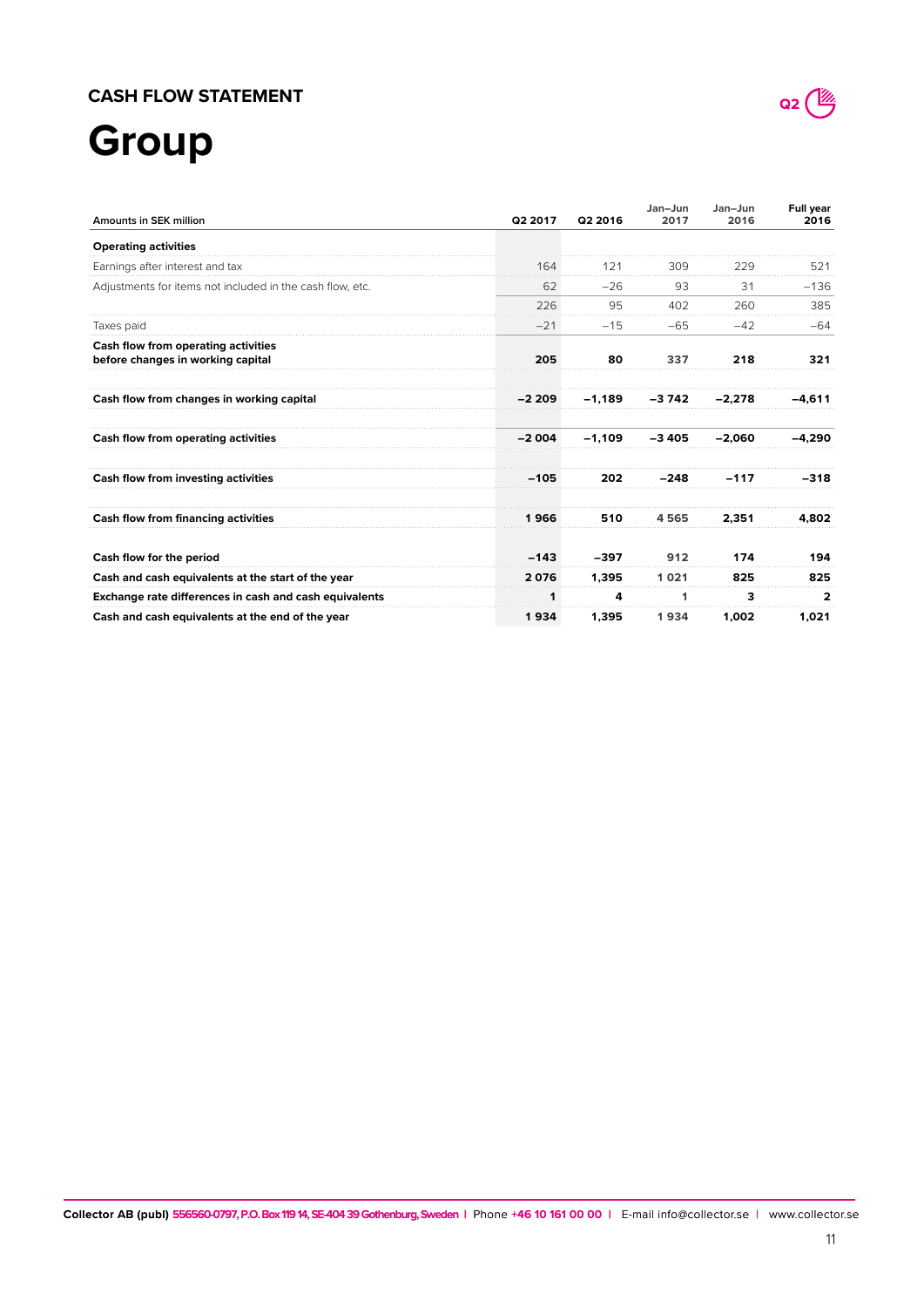## CASH FLOW STATEMENT

# Group

| Amounts in SEK million | Q2 2017 | Q2 2016 | Jan–Jun 2017 | Jan–Jun 2016 | Full year 2016 |
|---|---|---|---|---|---|
| **Operating activities** | | | | | |
| Earnings after interest and tax | 164 | 121 | 309 | 229 | 521 |
| Adjustments for items not included in the cash flow, etc. | 62 | −26 | 93 | 31 | −136 |
| | 226 | 95 | 402 | 260 | 385 |
| Taxes paid | −21 | −15 | −65 | −42 | −64 |
| **Cash flow from operating activities before changes in working capital** | **205** | **80** | **337** | **218** | **321** |
| **Cash flow from changes in working capital** | **−2 209** | **−1,189** | **−3 742** | **−2,278** | **−4,611** |
| **Cash flow from operating activities** | **−2 004** | **−1,109** | **−3 405** | **−2,060** | **−4,290** |
| **Cash flow from investing activities** | **−105** | **202** | **−248** | **−117** | **−318** |
| **Cash flow from financing activities** | **1 966** | **510** | **4 565** | **2,351** | **4,802** |
| **Cash flow for the period** | **−143** | **−397** | **912** | **174** | **194** |
| **Cash and cash equivalents at the start of the year** | **2 076** | **1,395** | **1 021** | **825** | **825** |
| **Exchange rate differences in cash and cash equivalents** | **1** | **4** | **1** | **3** | **2** |
| **Cash and cash equivalents at the end of the year** | **1 934** | **1,395** | **1 934** | **1,002** | **1,021** |

**Collector AB (publ)** 556560-0797, P.O. Box 119 14, SE-404 39 Gothenburg, Sweden | Phone +46 10 161 00 00 | E-mail info@collector.se | www.collector.se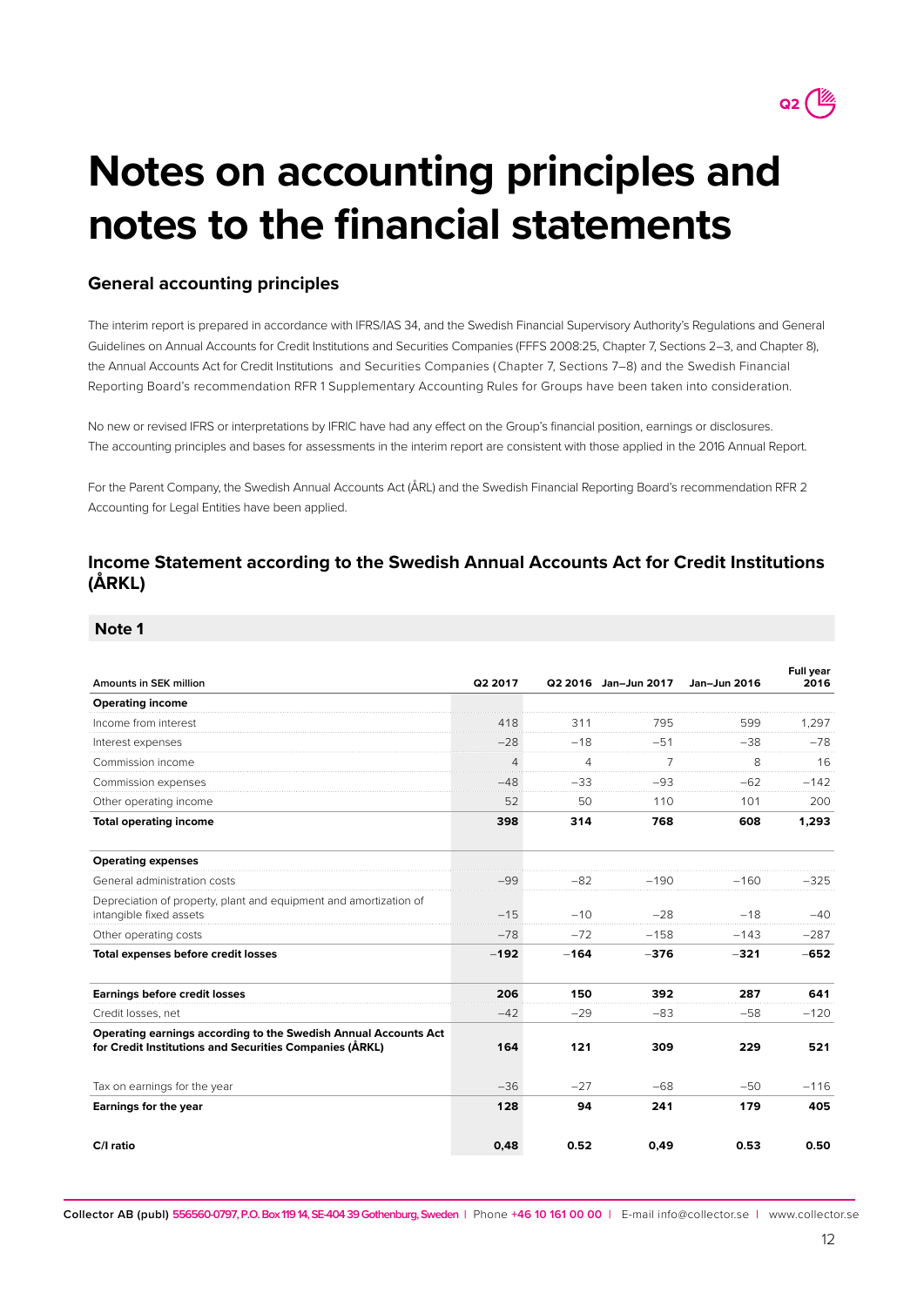# Notes on accounting principles and notes to the financial statements

## General accounting principles

The interim report is prepared in accordance with IFRS/IAS 34, and the Swedish Financial Supervisory Authority's Regulations and General Guidelines on Annual Accounts for Credit Institutions and Securities Companies (FFFS 2008:25, Chapter 7, Sections 2–3, and Chapter 8), the Annual Accounts Act for Credit Institutions and Securities Companies (Chapter 7, Sections 7–8) and the Swedish Financial Reporting Board's recommendation RFR 1 Supplementary Accounting Rules for Groups have been taken into consideration.

No new or revised IFRS or interpretations by IFRIC have had any effect on the Group's financial position, earnings or disclosures. The accounting principles and bases for assessments in the interim report are consistent with those applied in the 2016 Annual Report.

For the Parent Company, the Swedish Annual Accounts Act (ÅRL) and the Swedish Financial Reporting Board's recommendation RFR 2 Accounting for Legal Entities have been applied.

## Income Statement according to the Swedish Annual Accounts Act for Credit Institutions (ÅRKL)

### Note 1

| Amounts in SEK million | Q2 2017 | Q2 2016 | Jan–Jun 2017 | Jan–Jun 2016 | Full year 2016 |
|---|---|---|---|---|---|
| **Operating income** | | | | | |
| Income from interest | 418 | 311 | 795 | 599 | 1,297 |
| Interest expenses | −28 | −18 | −51 | −38 | −78 |
| Commission income | 4 | 4 | 7 | 8 | 16 |
| Commission expenses | −48 | −33 | −93 | −62 | −142 |
| Other operating income | 52 | 50 | 110 | 101 | 200 |
| **Total operating income** | **398** | **314** | **768** | **608** | **1,293** |
| **Operating expenses** | | | | | |
| General administration costs | −99 | −82 | −190 | −160 | −325 |
| Depreciation of property, plant and equipment and amortization of intangible fixed assets | −15 | −10 | −28 | −18 | −40 |
| Other operating costs | −78 | −72 | −158 | −143 | −287 |
| **Total expenses before credit losses** | **−192** | **−164** | **−376** | **−321** | **−652** |
| **Earnings before credit losses** | **206** | **150** | **392** | **287** | **641** |
| Credit losses, net | −42 | −29 | −83 | −58 | −120 |
| **Operating earnings according to the Swedish Annual Accounts Act for Credit Institutions and Securities Companies (ÅRKL)** | **164** | **121** | **309** | **229** | **521** |
| Tax on earnings for the year | −36 | −27 | −68 | −50 | −116 |
| **Earnings for the year** | **128** | **94** | **241** | **179** | **405** |
| **C/I ratio** | **0,48** | **0.52** | **0,49** | **0.53** | **0.50** |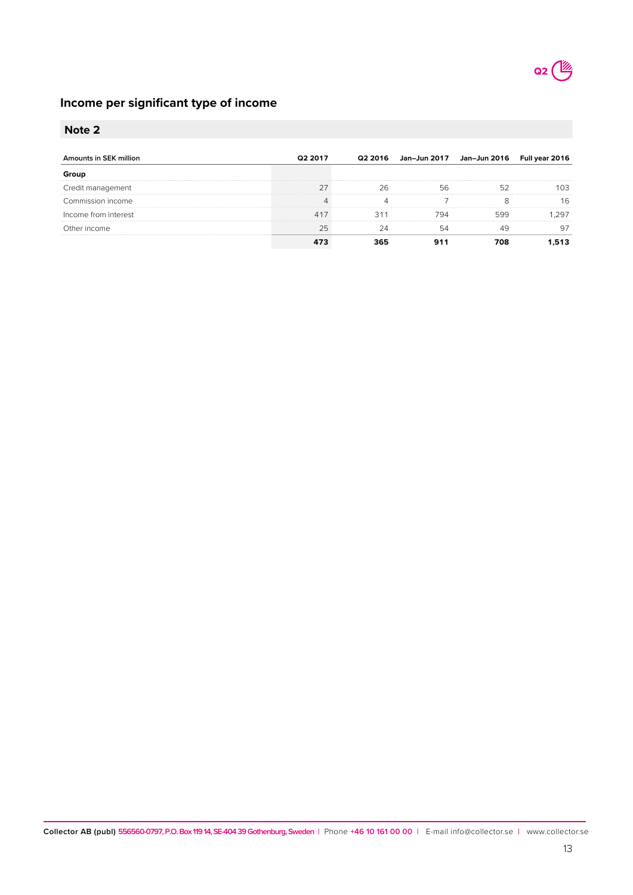## Income per significant type of income

### Note 2

| Amounts in SEK million | Q2 2017 | Q2 2016 | Jan–Jun 2017 | Jan–Jun 2016 | Full year 2016 |
|---|---|---|---|---|---|
| **Group** | | | | | |
| Credit management | 27 | 26 | 56 | 52 | 103 |
| Commission income | 4 | 4 | 7 | 8 | 16 |
| Income from interest | 417 | 311 | 794 | 599 | 1,297 |
| Other income | 25 | 24 | 54 | 49 | 97 |
| | **473** | **365** | **911** | **708** | **1,513** |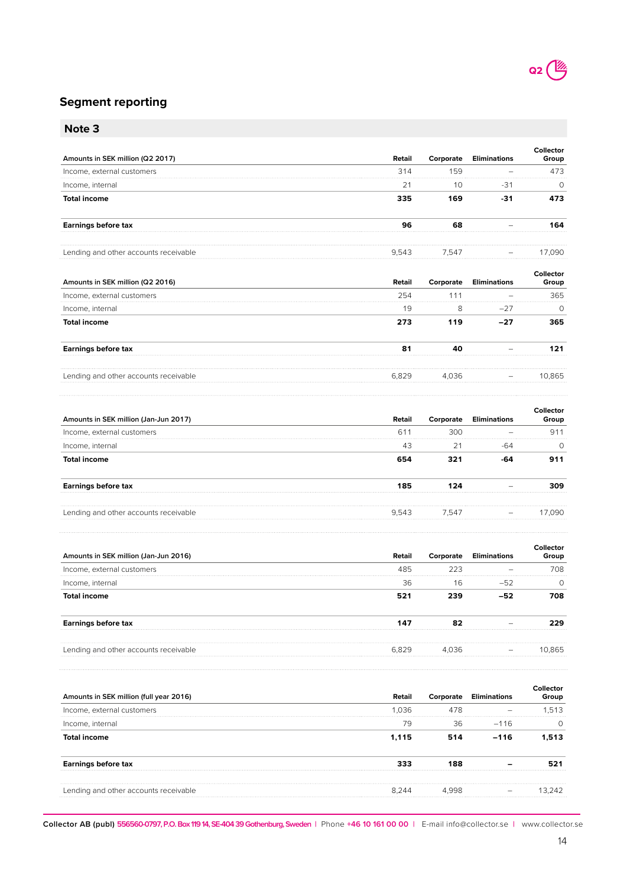## Segment reporting

### Note 3

| Amounts in SEK million (Q2 2017) | Retail | Corporate | Eliminations | Collector Group |
|---|---|---|---|---|
| Income, external customers | 314 | 159 | – | 473 |
| Income, internal | 21 | 10 | -31 | 0 |
| **Total income** | **335** | **169** | **-31** | **473** |
| **Earnings before tax** | **96** | **68** | – | **164** |
| Lending and other accounts receivable | 9,543 | 7,547 | – | 17,090 |

| Amounts in SEK million (Q2 2016) | Retail | Corporate | Eliminations | Collector Group |
|---|---|---|---|---|
| Income, external customers | 254 | 111 | – | 365 |
| Income, internal | 19 | 8 | –27 | 0 |
| **Total income** | **273** | **119** | **–27** | **365** |
| **Earnings before tax** | **81** | **40** | – | **121** |
| Lending and other accounts receivable | 6,829 | 4,036 | – | 10,865 |

| Amounts in SEK million (Jan-Jun 2017) | Retail | Corporate | Eliminations | Collector Group |
|---|---|---|---|---|
| Income, external customers | 611 | 300 | – | 911 |
| Income, internal | 43 | 21 | -64 | 0 |
| **Total income** | **654** | **321** | **-64** | **911** |
| **Earnings before tax** | **185** | **124** | – | **309** |
| Lending and other accounts receivable | 9,543 | 7,547 | – | 17,090 |

| Amounts in SEK million (Jan-Jun 2016) | Retail | Corporate | Eliminations | Collector Group |
|---|---|---|---|---|
| Income, external customers | 485 | 223 | – | 708 |
| Income, internal | 36 | 16 | –52 | 0 |
| **Total income** | **521** | **239** | **–52** | **708** |
| **Earnings before tax** | **147** | **82** | – | **229** |
| Lending and other accounts receivable | 6,829 | 4,036 | – | 10,865 |

| Amounts in SEK million (full year 2016) | Retail | Corporate | Eliminations | Collector Group |
|---|---|---|---|---|
| Income, external customers | 1,036 | 478 | – | 1,513 |
| Income, internal | 79 | 36 | –116 | 0 |
| **Total income** | **1,115** | **514** | **–116** | **1,513** |
| **Earnings before tax** | **333** | **188** | **–** | **521** |
| Lending and other accounts receivable | 8,244 | 4,998 | – | 13,242 |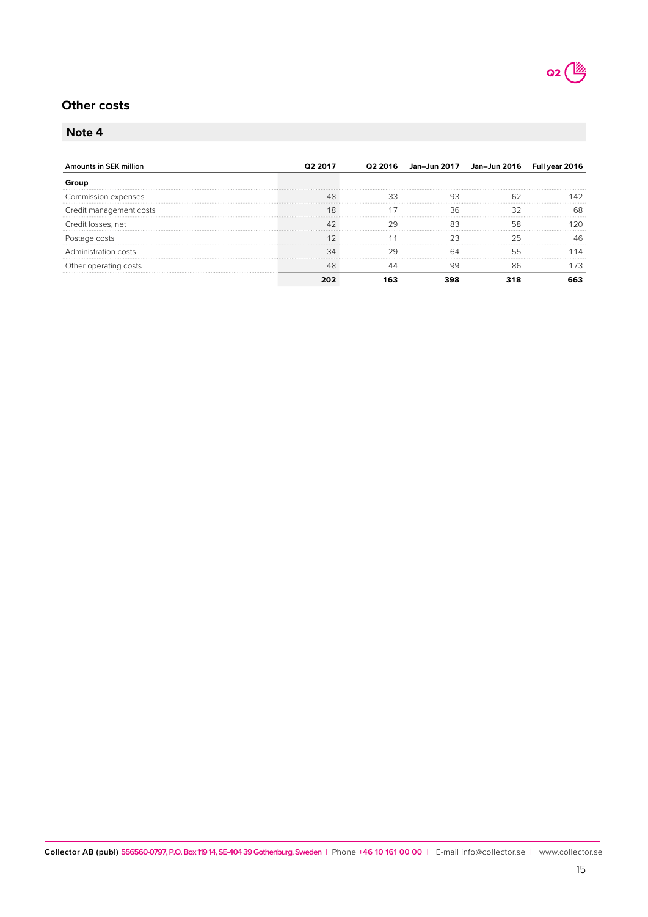## Other costs

### Note 4

| Amounts in SEK million | Q2 2017 | Q2 2016 | Jan–Jun 2017 | Jan–Jun 2016 | Full year 2016 |
|---|---|---|---|---|---|
| **Group** | | | | | |
| Commission expenses | 48 | 33 | 93 | 62 | 142 |
| Credit management costs | 18 | 17 | 36 | 32 | 68 |
| Credit losses, net | 42 | 29 | 83 | 58 | 120 |
| Postage costs | 12 | 11 | 23 | 25 | 46 |
| Administration costs | 34 | 29 | 64 | 55 | 114 |
| Other operating costs | 48 | 44 | 99 | 86 | 173 |
| | **202** | **163** | **398** | **318** | **663** |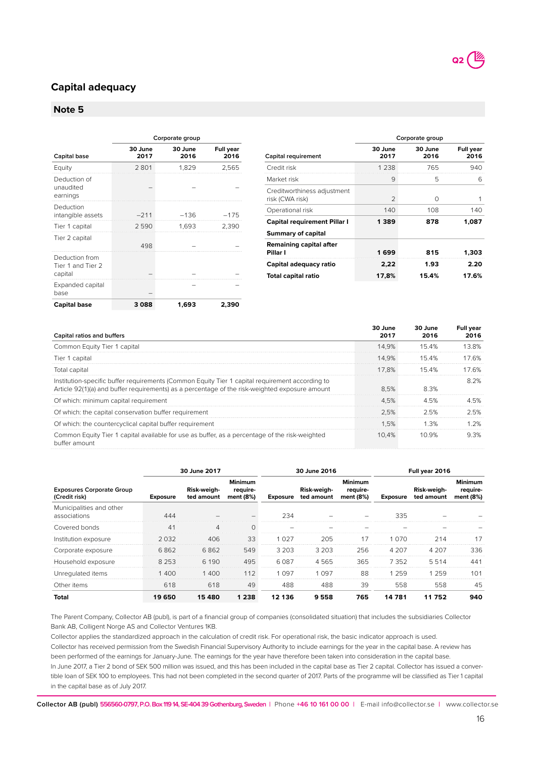## Capital adequacy

### Note 5

| | Corporate group | | |
|---|---|---|---|
| Capital base | 30 June 2017 | 30 June 2016 | Full year 2016 |
| Equity | 2 801 | 1,829 | 2,565 |
| Deduction of unaudited earnings | – | – | – |
| Deduction intangible assets | –211 | –136 | –175 |
| Tier 1 capital | 2 590 | 1,693 | 2,390 |
| Tier 2 capital | 498 | – | – |
| Deduction from Tier 1 and Tier 2 capital | – | – | – |
| Expanded capital base | – | – | – |
| **Capital base** | **3 088** | **1,693** | **2,390** |

| | Corporate group | | |
|---|---|---|---|
| Capital requirement | 30 June 2017 | 30 June 2016 | Full year 2016 |
| Credit risk | 1 238 | 765 | 940 |
| Market risk | 9 | 5 | 6 |
| Creditworthiness adjustment risk (CWA risk) | 2 | 0 | 1 |
| Operational risk | 140 | 108 | 140 |
| **Capital requirement Pillar I** | **1 389** | **878** | **1,087** |
| **Summary of capital** | | | |
| **Remaining capital after Pillar I** | **1 699** | **815** | **1,303** |
| **Capital adequacy ratio** | **2,22** | **1.93** | **2.20** |
| **Total capital ratio** | **17,8%** | **15.4%** | **17.6%** |

| Capital ratios and buffers | 30 June 2017 | 30 June 2016 | Full year 2016 |
|---|---|---|---|
| Common Equity Tier 1 capital | 14,9% | 15.4% | 13.8% |
| Tier 1 capital | 14,9% | 15.4% | 17.6% |
| Total capital | 17,8% | 15.4% | 17.6% |
| Institution-specific buffer requirements (Common Equity Tier 1 capital requirement according to Article 92(1)(a) and buffer requirements) as a percentage of the risk-weighted exposure amount | 8,5% | 8.3% | 8.2% |
| Of which: minimum capital requirement | 4,5% | 4.5% | 4.5% |
| Of which: the capital conservation buffer requirement | 2,5% | 2.5% | 2.5% |
| Of which: the countercyclical capital buffer requirement | 1,5% | 1.3% | 1.2% |
| Common Equity Tier 1 capital available for use as buffer, as a percentage of the risk-weighted buffer amount | 10,4% | 10.9% | 9.3% |

| | 30 June 2017 | | | 30 June 2016 | | | Full year 2016 | | |
|---|---|---|---|---|---|---|---|---|---|
| Exposures Corporate Group (Credit risk) | Exposure | Risk-weighted amount | Minimum requirement (8%) | Exposure | Risk-weighted amount | Minimum requirement (8%) | Exposure | Risk-weighted amount | Minimum requirement (8%) |
| Municipalities and other associations | 444 | – | – | 234 | – | – | 335 | – | – |
| Covered bonds | 41 | 4 | 0 | – | – | – | – | – | – |
| Institution exposure | 2 032 | 406 | 33 | 1 027 | 205 | 17 | 1 070 | 214 | 17 |
| Corporate exposure | 6 862 | 6 862 | 549 | 3 203 | 3 203 | 256 | 4 207 | 4 207 | 336 |
| Household exposure | 8 253 | 6 190 | 495 | 6 087 | 4 565 | 365 | 7 352 | 5 514 | 441 |
| Unregulated items | 1 400 | 1 400 | 112 | 1 097 | 1 097 | 88 | 1 259 | 1 259 | 101 |
| Other items | 618 | 618 | 49 | 488 | 488 | 39 | 558 | 558 | 45 |
| **Total** | **19 650** | **15 480** | **1 238** | **12 136** | **9 558** | **765** | **14 781** | **11 752** | **940** |

The Parent Company, Collector AB (publ), is part of a financial group of companies (consolidated situation) that includes the subsidiaries Collector Bank AB, Colligent Norge AS and Collector Ventures 1KB.

Collector applies the standardized approach in the calculation of credit risk. For operational risk, the basic indicator approach is used.

Collector has received permission from the Swedish Financial Supervisory Authority to include earnings for the year in the capital base. A review has been performed of the earnings for January-June. The earnings for the year have therefore been taken into consideration in the capital base.

In June 2017, a Tier 2 bond of SEK 500 million was issued, and this has been included in the capital base as Tier 2 capital. Collector has issued a convertible loan of SEK 100 to employees. This had not been completed in the second quarter of 2017. Parts of the programme will be classified as Tier 1 capital in the capital base as of July 2017.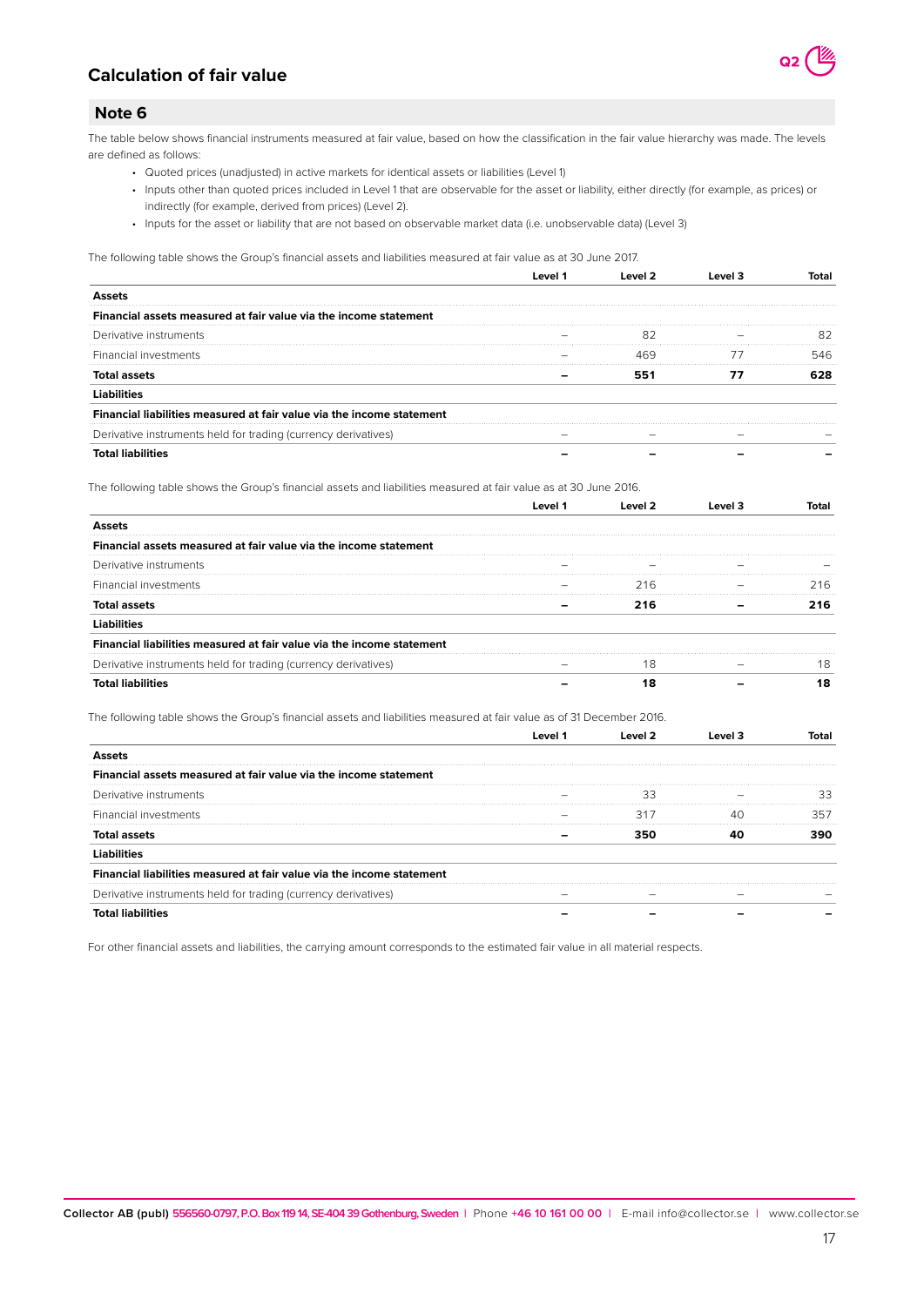## Calculation of fair value

### Note 6

The table below shows financial instruments measured at fair value, based on how the classification in the fair value hierarchy was made. The levels are defined as follows:

- Quoted prices (unadjusted) in active markets for identical assets or liabilities (Level 1)
- Inputs other than quoted prices included in Level 1 that are observable for the asset or liability, either directly (for example, as prices) or indirectly (for example, derived from prices) (Level 2).
- Inputs for the asset or liability that are not based on observable market data (i.e. unobservable data) (Level 3)

The following table shows the Group's financial assets and liabilities measured at fair value as at 30 June 2017.

| | Level 1 | Level 2 | Level 3 | Total |
|---|---|---|---|---|
| **Assets** | | | | |
| **Financial assets measured at fair value via the income statement** | | | | |
| Derivative instruments | – | 82 | – | 82 |
| Financial investments | – | 469 | 77 | 546 |
| **Total assets** | **–** | **551** | **77** | **628** |
| **Liabilities** | | | | |
| **Financial liabilities measured at fair value via the income statement** | | | | |
| Derivative instruments held for trading (currency derivatives) | – | – | – | – |
| **Total liabilities** | **–** | **–** | **–** | **–** |

The following table shows the Group's financial assets and liabilities measured at fair value as at 30 June 2016.

| | Level 1 | Level 2 | Level 3 | Total |
|---|---|---|---|---|
| **Assets** | | | | |
| **Financial assets measured at fair value via the income statement** | | | | |
| Derivative instruments | – | – | – | – |
| Financial investments | – | 216 | – | 216 |
| **Total assets** | **–** | **216** | **–** | **216** |
| **Liabilities** | | | | |
| **Financial liabilities measured at fair value via the income statement** | | | | |
| Derivative instruments held for trading (currency derivatives) | – | 18 | – | 18 |
| **Total liabilities** | **–** | **18** | **–** | **18** |

The following table shows the Group's financial assets and liabilities measured at fair value as of 31 December 2016.

| | Level 1 | Level 2 | Level 3 | Total |
|---|---|---|---|---|
| **Assets** | | | | |
| **Financial assets measured at fair value via the income statement** | | | | |
| Derivative instruments | – | 33 | – | 33 |
| Financial investments | – | 317 | 40 | 357 |
| **Total assets** | **–** | **350** | **40** | **390** |
| **Liabilities** | | | | |
| **Financial liabilities measured at fair value via the income statement** | | | | |
| Derivative instruments held for trading (currency derivatives) | – | – | – | – |
| **Total liabilities** | **–** | **–** | **–** | **–** |

For other financial assets and liabilities, the carrying amount corresponds to the estimated fair value in all material respects.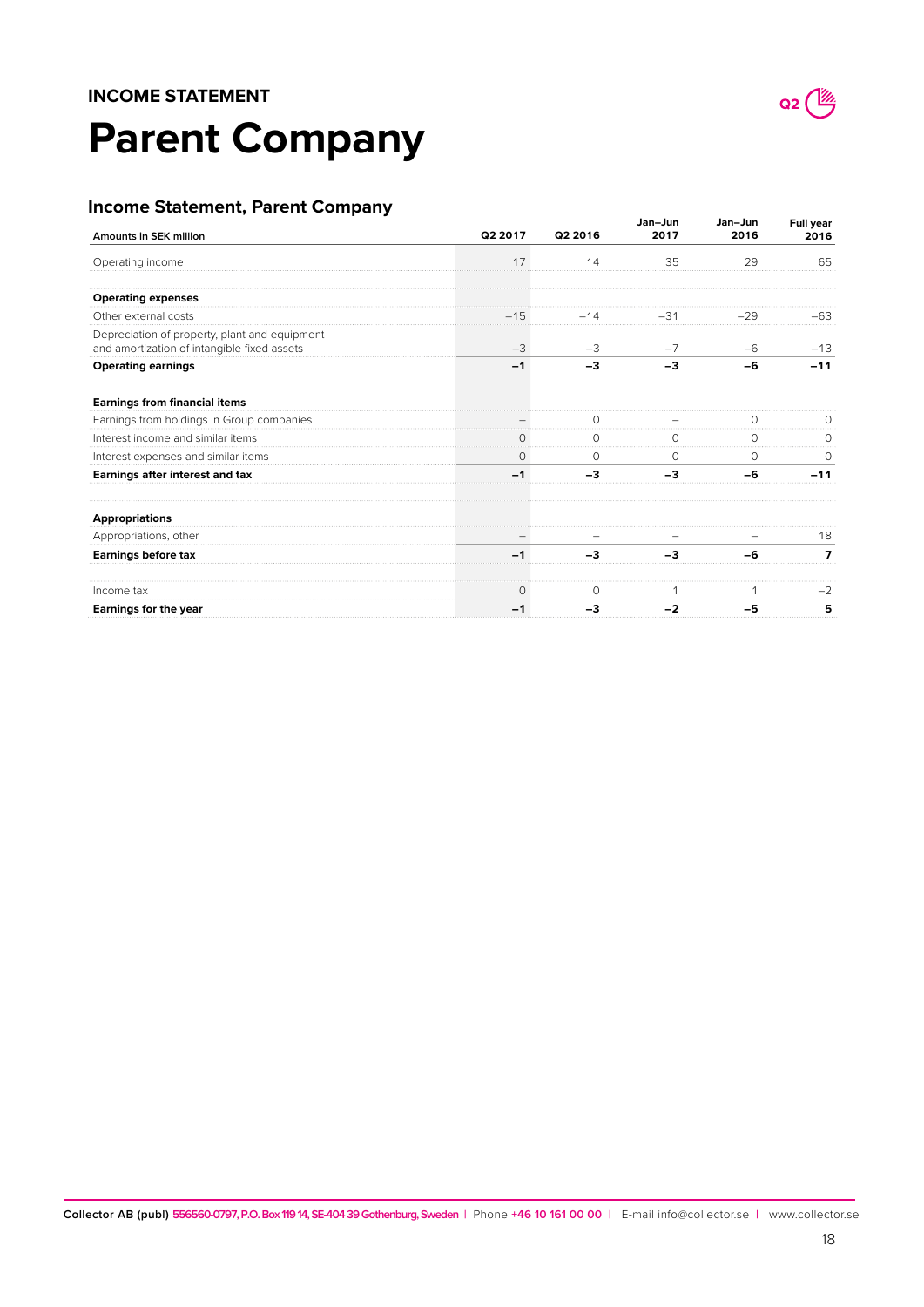**INCOME STATEMENT**

# Parent Company

## Income Statement, Parent Company

| Amounts in SEK million | Q2 2017 | Q2 2016 | Jan–Jun 2017 | Jan–Jun 2016 | Full year 2016 |
|---|---|---|---|---|---|
| Operating income | 17 | 14 | 35 | 29 | 65 |
| **Operating expenses** | | | | | |
| Other external costs | –15 | –14 | –31 | –29 | –63 |
| Depreciation of property, plant and equipment and amortization of intangible fixed assets | –3 | –3 | –7 | –6 | –13 |
| **Operating earnings** | **–1** | **–3** | **–3** | **–6** | **–11** |
| **Earnings from financial items** | | | | | |
| Earnings from holdings in Group companies | – | 0 | – | 0 | 0 |
| Interest income and similar items | 0 | 0 | 0 | 0 | 0 |
| Interest expenses and similar items | 0 | 0 | 0 | 0 | 0 |
| **Earnings after interest and tax** | **–1** | **–3** | **–3** | **–6** | **–11** |
| **Appropriations** | | | | | |
| Appropriations, other | – | – | – | – | 18 |
| **Earnings before tax** | **–1** | **–3** | **–3** | **–6** | **7** |
| Income tax | 0 | 0 | 1 | 1 | –2 |
| **Earnings for the year** | **–1** | **–3** | **–2** | **–5** | **5** |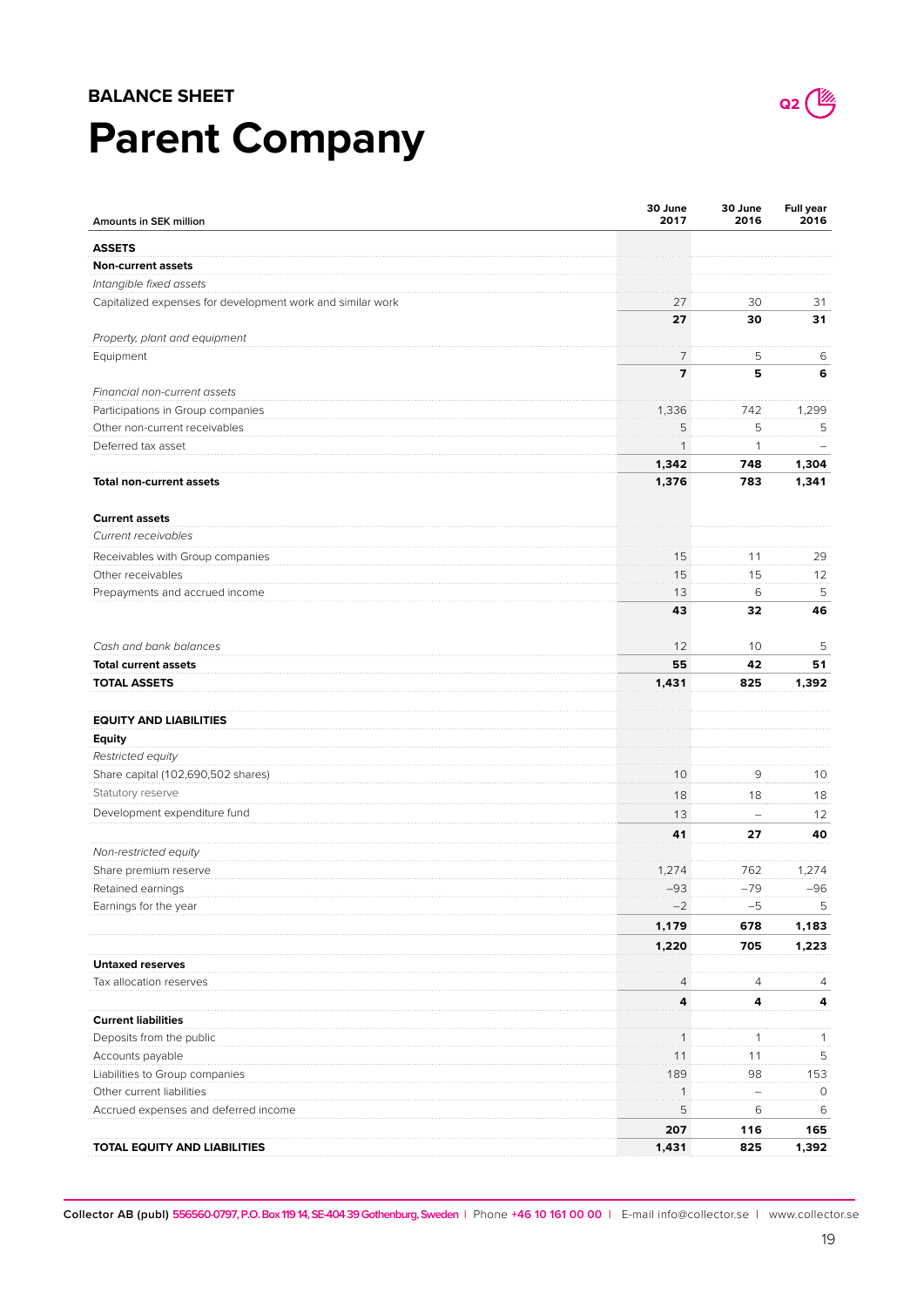## BALANCE SHEET

# Parent Company

| Amounts in SEK million | 30 June 2017 | 30 June 2016 | Full year 2016 |
|---|---|---|---|
| **ASSETS** | | | |
| **Non-current assets** | | | |
| *Intangible fixed assets* | | | |
| Capitalized expenses for development work and similar work | 27 | 30 | 31 |
| | **27** | **30** | **31** |
| *Property, plant and equipment* | | | |
| Equipment | 7 | 5 | 6 |
| | **7** | **5** | **6** |
| *Financial non-current assets* | | | |
| Participations in Group companies | 1,336 | 742 | 1,299 |
| Other non-current receivables | 5 | 5 | 5 |
| Deferred tax asset | 1 | 1 | – |
| | **1,342** | **748** | **1,304** |
| **Total non-current assets** | **1,376** | **783** | **1,341** |
| **Current assets** | | | |
| *Current receivables* | | | |
| Receivables with Group companies | 15 | 11 | 29 |
| Other receivables | 15 | 15 | 12 |
| Prepayments and accrued income | 13 | 6 | 5 |
| | **43** | **32** | **46** |
| *Cash and bank balances* | 12 | 10 | 5 |
| **Total current assets** | **55** | **42** | **51** |
| **TOTAL ASSETS** | **1,431** | **825** | **1,392** |
| **EQUITY AND LIABILITIES** | | | |
| **Equity** | | | |
| *Restricted equity* | | | |
| Share capital (102,690,502 shares) | 10 | 9 | 10 |
| Statutory reserve | 18 | 18 | 18 |
| Development expenditure fund | 13 | – | 12 |
| | **41** | **27** | **40** |
| *Non-restricted equity* | | | |
| Share premium reserve | 1,274 | 762 | 1,274 |
| Retained earnings | –93 | –79 | –96 |
| Earnings for the year | –2 | –5 | 5 |
| | **1,179** | **678** | **1,183** |
| | **1,220** | **705** | **1,223** |
| **Untaxed reserves** | | | |
| Tax allocation reserves | 4 | 4 | 4 |
| | **4** | **4** | **4** |
| **Current liabilities** | | | |
| Deposits from the public | 1 | 1 | 1 |
| Accounts payable | 11 | 11 | 5 |
| Liabilities to Group companies | 189 | 98 | 153 |
| Other current liabilities | 1 | – | 0 |
| Accrued expenses and deferred income | 5 | 6 | 6 |
| | **207** | **116** | **165** |
| **TOTAL EQUITY AND LIABILITIES** | **1,431** | **825** | **1,392** |

**Collector AB (publ)** 556560-0797, P.O. Box 119 14, SE-404 39 Gothenburg, Sweden | Phone +46 10 161 00 00 | E-mail info@collector.se | www.collector.se